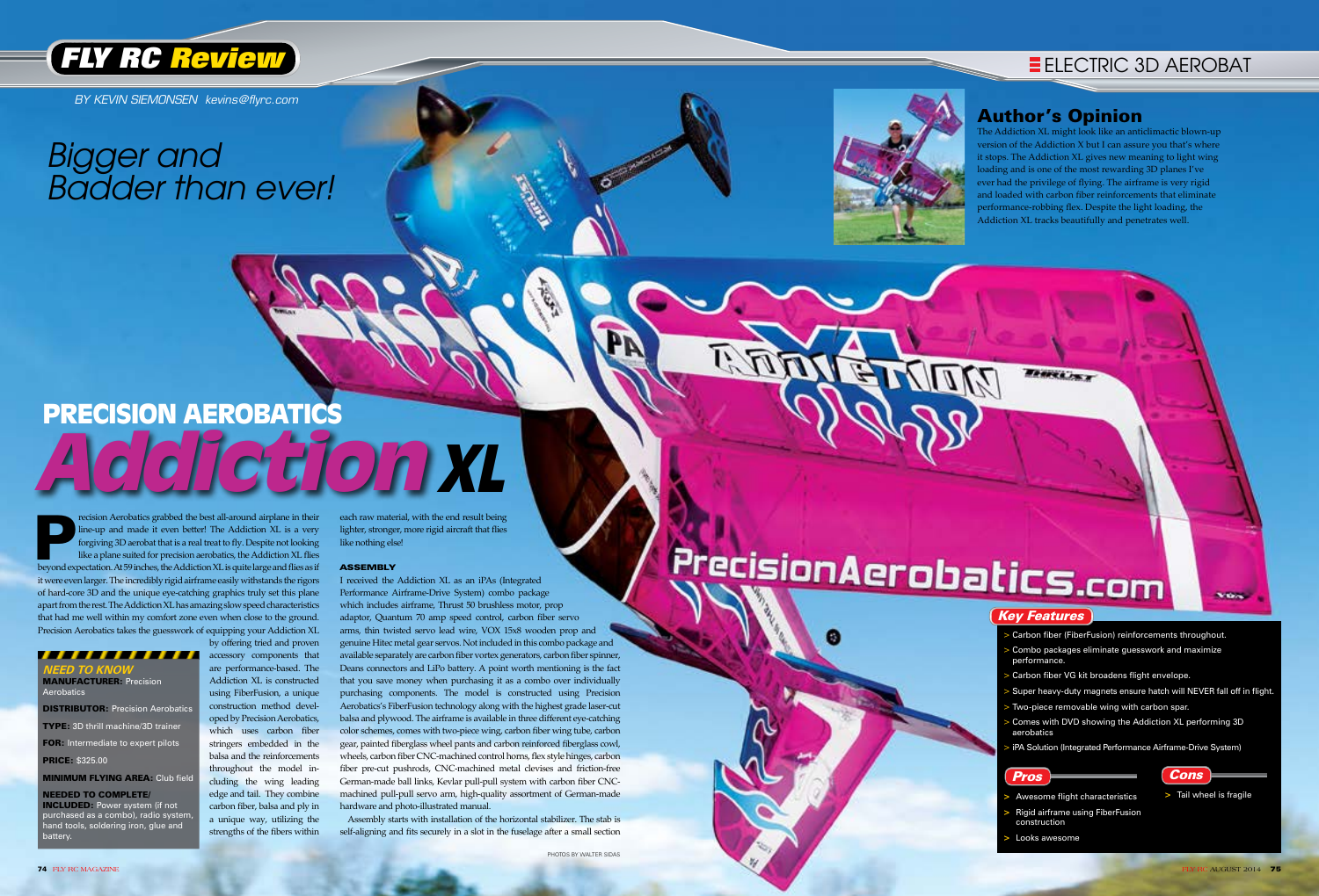# PRECISION AEROBATICS Addiction XL

BY KEVIN SIEMONSEN kevins@flyrc.com

## Bigger and Badder than ever!

Precision Aerobatics grabbed the best all-around airplane in their line-up and made it even better! The Addiction XL is a very forgiving 3D aerobat that is a real treat to fly. Despite not looking like a plane suited for precision aerobatics, the Addiction XL flies beyond expectation. At 59 inches, the Addiction XL is quite large and flies as if it were even larger. The incredibly rigid airframe easily withstands the rigors of hard-core 3D and the unique eye-catching graphics truly set this plane apart from the rest. The Addiction XL has amazing slow speed characteristics that had me well within my comfort zone even when close to the ground. Precision Aerobatics takes the guesswork of equipping your Addiction XL by offering tried and proven accessory components that are performance-based. The Addiction XL is constructed using FiberFusion, a unique construction method developed by Precision Aerobatics, which uses carbon fiber stringers embedded in the balsa and the reinforcements throughout the model including the wing leading edge and tail. They combine carbon fiber, balsa and ply in a unique way, utilizing the strengths of the fibers within each raw material, with the end result being lighter, stronger, more rigid aircraft that flies like nothing else!

### NEED TO KNOW

**MANUFACTURER:** Precision Aerobatics

**DISTRIBUTOR:** Precision Aerobatics

**TYPE:** 3D thrill machine/3D trainer

**FOR:** Intermediate to expert pilots

**PRICE:** $325.00

**MINIMUM FLYING AREA:** Club field

**NEEDED TO COMPLETE/ INCLUDED:** Power system (if not purchased as a combo), radio system, hand tools, soldering iron, glue and battery.

### ASSEMBLY

I received the Addiction XL as an iPAs (Integrated Performance Airframe-Drive System) combo package which includes airframe, Thrust 50 brushless motor, prop adaptor, Quantum 70 amp speed control, carbon fiber servo arms, thin twisted servo lead wire, VOX 15x8 wooden prop and genuine Hitec metal gear servos. Not included in this combo package and available separately are carbon fiber vortex generators, carbon fiber spinner, Deans connectors and LiPo battery. A point worth mentioning is the fact that you save money when purchasing it as a combo over individually purchasing components. The model is constructed using Precision Aerobatics's FiberFusion technology along with the highest grade laser-cut balsa and plywood. The airframe is available in three different eye-catching color schemes, comes with two-piece wing, carbon fiber wing tube, carbon gear, painted fiberglass wheel pants and carbon reinforced fiberglass cowl, wheels, carbon fiber CNC-machined control horns, flex style hinges, carbon fiber pre-cut pushrods, CNC-machined metal clevises and friction-free German-made ball links, Kevlar pull-pull system with carbon fiber CNC-machined pull-pull servo arm, high-quality assortment of German-made hardware and photo-illustrated manual.

Assembly starts with installation of the horizontal stabilizer. The stab is self-aligning and fits securely in a slot in the fuselage after a small section

PHOTOS BY WALTER SIDAS

### Author's Opinion

The Addiction XL might look like an anticlimactic blown-up version of the Addiction X but I can assure you that's where it stops. The Addiction XL gives new meaning to light wing loading and is one of the most rewarding 3D planes I've ever had the privilege of flying. The airframe is very rigid and loaded with carbon fiber reinforcements that eliminate performance-robbing flex. Despite the light loading, the Addiction XL tracks beautifully and penetrates well.

### Key Features

- Carbon fiber (FiberFusion) reinforcements throughout.
- Combo packages eliminate guesswork and maximize performance.
- Carbon fiber VG kit broadens flight envelope.
- Super heavy-duty magnets ensure hatch will NEVER fall off in flight.
- Two-piece removable wing with carbon spar.
- Comes with DVD showing the Addiction XL performing 3D aerobatics
- iPA Solution (Integrated Performance Airframe-Drive System)

### Pros

- Awesome flight characteristics
- Rigid airframe using FiberFusion construction
- Looks awesome

### Cons

- Tail wheel is fragile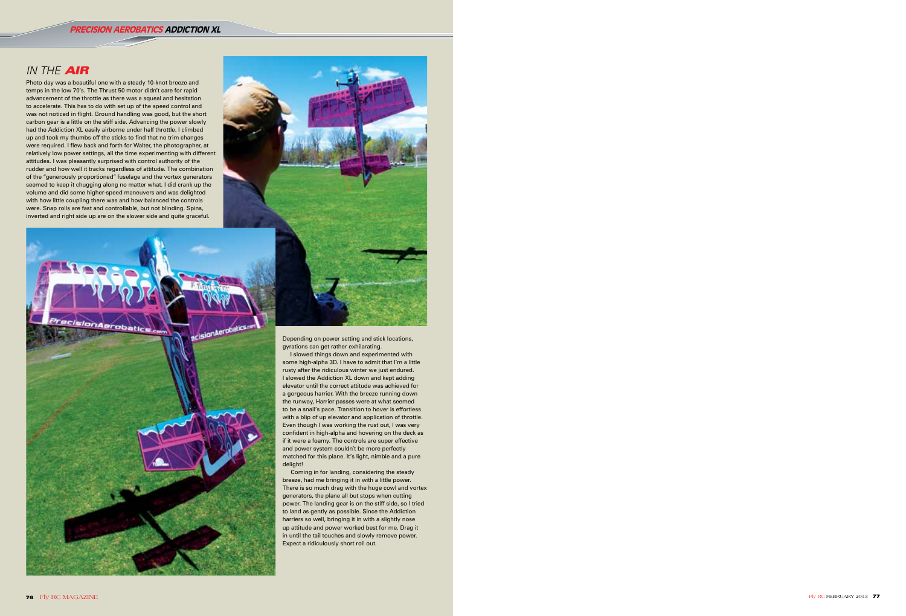## IN THE AIR

Photo day was a beautiful one with a steady 10-knot breeze and temps in the low 70's. The Thrust 50 motor didn't care for rapid advancement of the throttle as there was a squeal and hesitation to accelerate. This has to do with set up of the speed control and was not noticed in flight. Ground handling was good, but the short carbon gear is a little on the stiff side. Advancing the power slowly had the Addiction XL easily airborne under half throttle. I climbed up and took my thumbs off the sticks to find that no trim changes were required. I flew back and forth for Walter, the photographer, at relatively low power settings, all the time experimenting with different attitudes. I was pleasantly surprised with control authority of the rudder and how well it tracks regardless of attitude. The combination of the "generously proportioned" fuselage and the vortex generators seemed to keep it chugging along no matter what. I did crank up the volume and did some higher-speed maneuvers and was delighted with how little coupling there was and how balanced the controls were. Snap rolls are fast and controllable, but not blinding. Spins, inverted and right side up are on the slower side and quite graceful. Depending on power setting and stick locations, gyrations can get rather exhilarating.

I slowed things down and experimented with some high-alpha 3D. I have to admit that I'm a little rusty after the ridiculous winter we just endured. I slowed the Addiction XL down and kept adding elevator until the correct attitude was achieved for a gorgeous harrier. With the breeze running down the runway, Harrier passes were at what seemed to be a snail's pace. Transition to hover is effortless with a blip of up elevator and application of throttle. Even though I was working the rust out, I was very confident in high-alpha and hovering on the deck as if it were a foamy. The controls are super effective and power system couldn't be more perfectly matched for this plane. It's light, nimble and a pure delight!

Coming in for landing, considering the steady breeze, had me bringing it in with a little power. There is so much drag with the huge cowl and vortex generators, the plane all but stops when cutting power. The landing gear is on the stiff side, so I tried to land as gently as possible. Since the Addiction harriers so well, bringing it in with a slightly nose up attitude and power worked best for me. Drag it in until the tail touches and slowly remove power. Expect a ridiculously short roll out.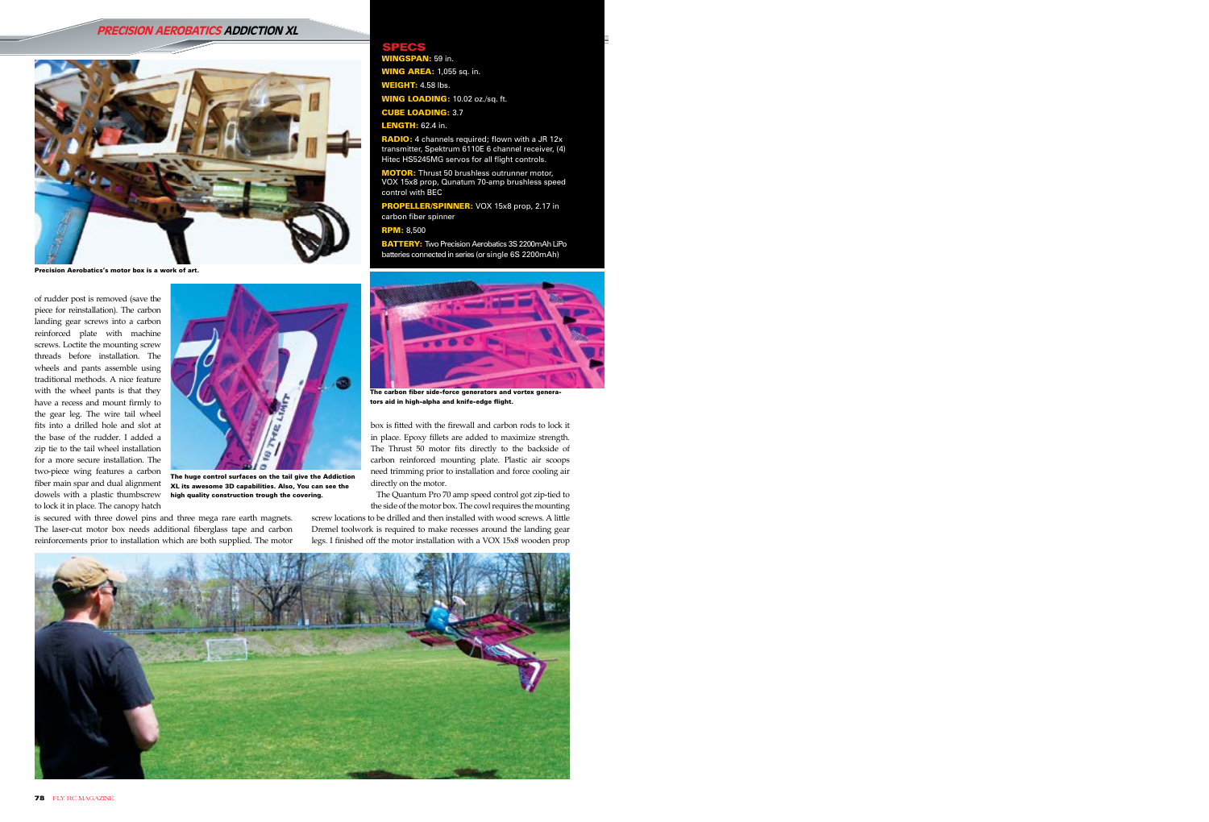Precision Aerobatics's motor box is a work of art.

## SPECS

**WINGSPAN:** 59 in.

**WING AREA:** 1,055 sq. in.

**WEIGHT:** 4.58 lbs.

**WING LOADING:** 10.02 oz./sq. ft.

**CUBE LOADING:** 3.7

**LENGTH:** 62.4 in.

**RADIO:** 4 channels required; flown with a JR 12x transmitter, Spektrum 6110E 6 channel receiver, (4) Hitec HS5245MG servos for all flight controls.

**MOTOR:** Thrust 50 brushless outrunner motor, VOX 15x8 prop, Qunatum 70-amp brushless speed control with BEC

**PROPELLER/SPINNER:** VOX 15x8 prop, 2.17 in carbon fiber spinner

**RPM:** 8,500

**BATTERY:** Two Precision Aerobatics 3S 2200mAh LiPo batteries connected in series (or single 6S 2200mAh)

of rudder post is removed (save the piece for reinstallation). The carbon landing gear screws into a carbon reinforced plate with machine screws. Loctite the mounting screw threads before installation. The wheels and pants assemble using traditional methods. A nice feature with the wheel pants is that they have a recess and mount firmly to the gear leg. The wire tail wheel fits into a drilled hole and slot at the base of the rudder. I added a zip tie to the tail wheel installation for a more secure installation. The two-piece wing features a carbon fiber main spar and dual alignment dowels with a plastic thumbscrew to lock it in place. The canopy hatch is secured with three dowel pins and three mega rare earth magnets. The laser-cut motor box needs additional fiberglass tape and carbon reinforcements prior to installation which are both supplied. The motor box is fitted with the firewall and carbon rods to lock it in place. Epoxy fillets are added to maximize strength. The Thrust 50 motor fits directly to the backside of carbon reinforced mounting plate. Plastic air scoops need trimming prior to installation and force cooling air directly on the motor.

The huge control surfaces on the tail give the Addiction XL its awesome 3D capabilities. Also, You can see the high quality construction trough the covering.

The carbon fiber side-force generators and vortex generators aid in high-alpha and knife-edge flight.

The Quantum Pro 70 amp speed control got zip-tied to the side of the motor box. The cowl requires the mounting screw locations to be drilled and then installed with wood screws. A little Dremel toolwork is required to make recesses around the landing gear legs. I finished off the motor installation with a VOX 15x8 wooden prop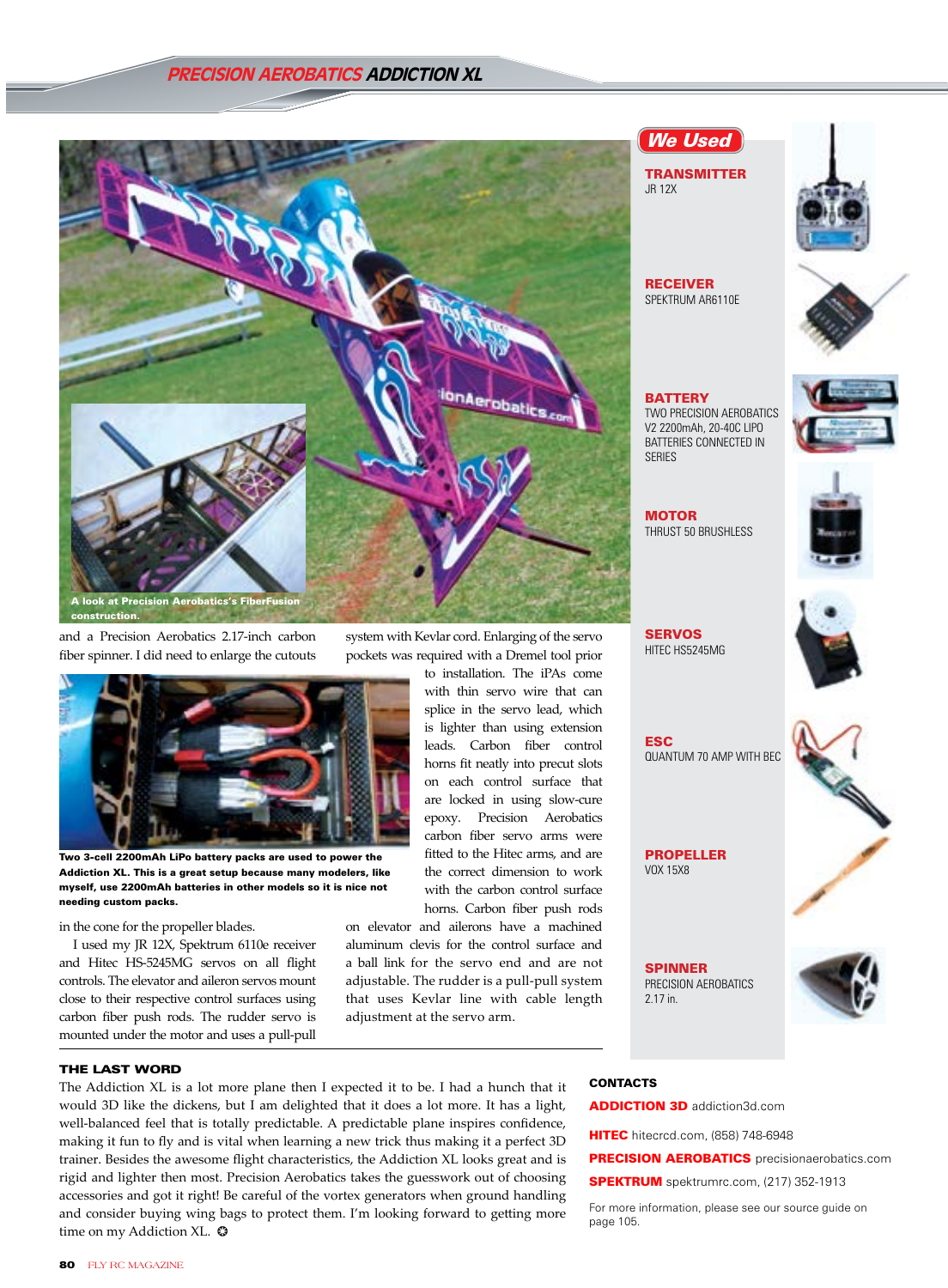A look at Precision Aerobatics's FiberFusion construction.

and a Precision Aerobatics 2.17-inch carbon fiber spinner. I did need to enlarge the cutouts in the cone for the propeller blades.

Two 3-cell 2200mAh LiPo battery packs are used to power the Addiction XL. This is a great setup because many modelers, like myself, use 2200mAh batteries in other models so it is nice not needing custom packs.

I used my JR 12X, Spektrum 6110e receiver and Hitec HS-5245MG servos on all flight controls. The elevator and aileron servos mount close to their respective control surfaces using carbon fiber push rods. The rudder servo is mounted under the motor and uses a pull-pull system with Kevlar cord. Enlarging of the servo pockets was required with a Dremel tool prior to installation. The iPAs come with thin servo wire that can splice in the servo lead, which is lighter than using extension leads. Carbon fiber control horns fit neatly into precut slots on each control surface that are locked in using slow-cure epoxy. Precision Aerobatics carbon fiber servo arms were fitted to the Hitec arms, and are the correct dimension to work with the carbon control surface horns. Carbon fiber push rods on elevator and ailerons have a machined aluminum clevis for the control surface and a ball link for the servo end and are not adjustable. The rudder is a pull-pull system that uses Kevlar line with cable length adjustment at the servo arm.

## We Used

**TRANSMITTER**
JR 12X

**RECEIVER**
SPEKTRUM AR6110E

**BATTERY**
TWO PRECISION AEROBATICS V2 2200mAh, 20-40C LIPO BATTERIES CONNECTED IN SERIES

**MOTOR**
THRUST 50 BRUSHLESS

**SERVOS**
HITEC HS5245MG

**ESC**
QUANTUM 70 AMP WITH BEC

**PROPELLER**
VOX 15X8

**SPINNER**
PRECISION AEROBATICS 2.17 in.

## THE LAST WORD

The Addiction XL is a lot more plane then I expected it to be. I had a hunch that it would 3D like the dickens, but I am delighted that it does a lot more. It has a light, well-balanced feel that is totally predictable. A predictable plane inspires confidence, making it fun to fly and is vital when learning a new trick thus making it a perfect 3D trainer. Besides the awesome flight characteristics, the Addiction XL looks great and is rigid and lighter then most. Precision Aerobatics takes the guesswork out of choosing accessories and got it right! Be careful of the vortex generators when ground handling and consider buying wing bags to protect them. I'm looking forward to getting more time on my Addiction XL. ✪

## CONTACTS

**ADDICTION 3D** addiction3d.com

**HITEC** hitecrcd.com, (858) 748-6948

**PRECISION AEROBATICS** precisionaerobatics.com

**SPEKTRUM** spektrumrc.com, (217) 352-1913

For more information, please see our source guide on page 105.